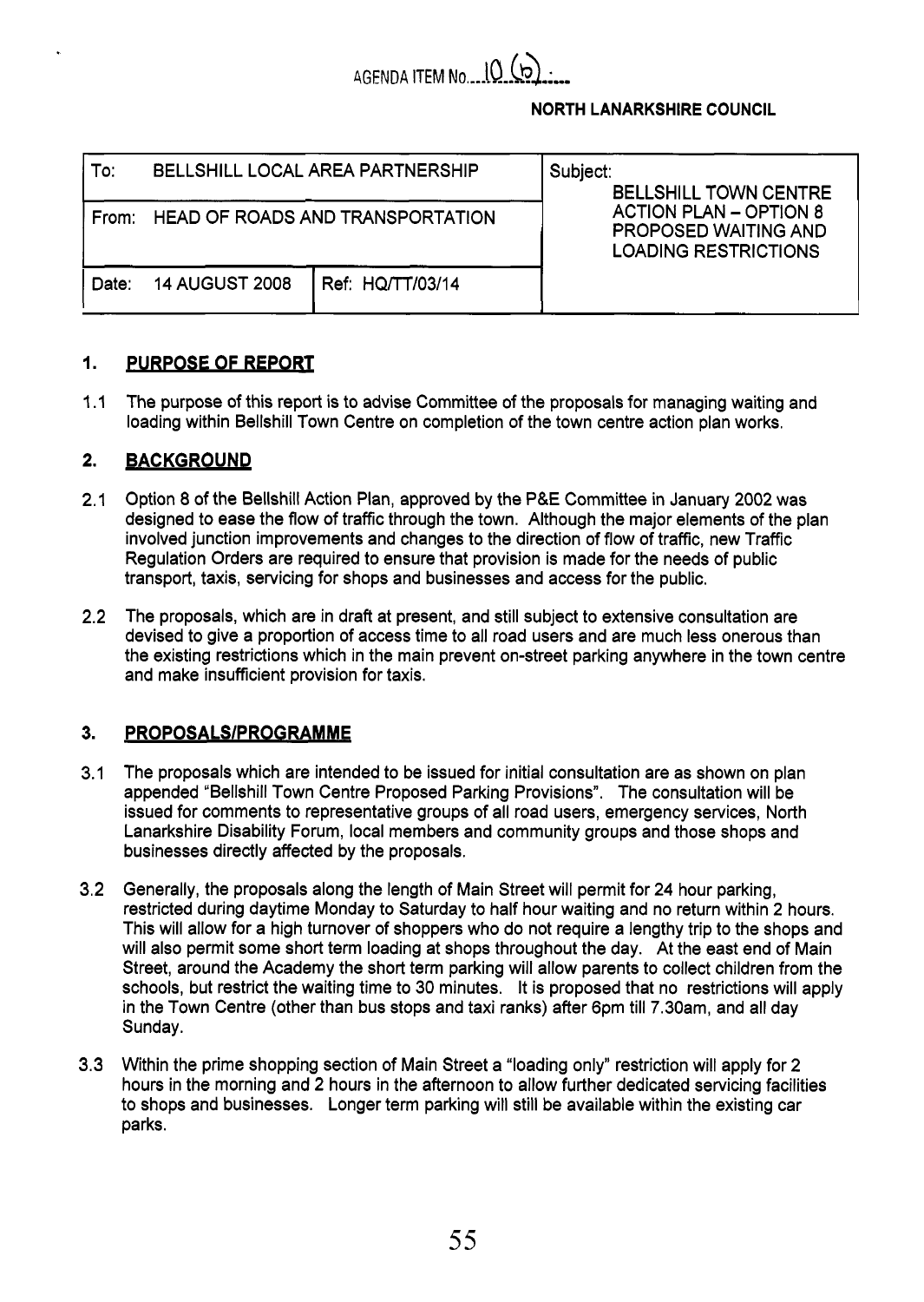AGENDA ITEM No. 10 (b)

**NORTH LANARKSHIRE COUNCIL**

| To: BELLSHILL LOCAL AREA PARTNERSHIP | | Subject: BELLSHILL TOWN CENTRE ACTION PLAN – OPTION 8 PROPOSED WAITING AND LOADING RESTRICTIONS |
|---|---|---|
| From: HEAD OF ROADS AND TRANSPORTATION | | |
| Date: 14 AUGUST 2008 | Ref: HQ/TT/03/14 | |

## 1. PURPOSE OF REPORT

1.1 The purpose of this report is to advise Committee of the proposals for managing waiting and loading within Bellshill Town Centre on completion of the town centre action plan works.

## 2. BACKGROUND

2.1 Option 8 of the Bellshill Action Plan, approved by the P&E Committee in January 2002 was designed to ease the flow of traffic through the town. Although the major elements of the plan involved junction improvements and changes to the direction of flow of traffic, new Traffic Regulation Orders are required to ensure that provision is made for the needs of public transport, taxis, servicing for shops and businesses and access for the public.

2.2 The proposals, which are in draft at present, and still subject to extensive consultation are devised to give a proportion of access time to all road users and are much less onerous than the existing restrictions which in the main prevent on-street parking anywhere in the town centre and make insufficient provision for taxis.

## 3. PROPOSALS/PROGRAMME

3.1 The proposals which are intended to be issued for initial consultation are as shown on plan appended "Bellshill Town Centre Proposed Parking Provisions". The consultation will be issued for comments to representative groups of all road users, emergency services, North Lanarkshire Disability Forum, local members and community groups and those shops and businesses directly affected by the proposals.

3.2 Generally, the proposals along the length of Main Street will permit for 24 hour parking, restricted during daytime Monday to Saturday to half hour waiting and no return within 2 hours. This will allow for a high turnover of shoppers who do not require a lengthy trip to the shops and will also permit some short term loading at shops throughout the day. At the east end of Main Street, around the Academy the short term parking will allow parents to collect children from the schools, but restrict the waiting time to 30 minutes. It is proposed that no restrictions will apply in the Town Centre (other than bus stops and taxi ranks) after 6pm till 7.30am, and all day Sunday.

3.3 Within the prime shopping section of Main Street a "loading only" restriction will apply for 2 hours in the morning and 2 hours in the afternoon to allow further dedicated servicing facilities to shops and businesses. Longer term parking will still be available within the existing car parks.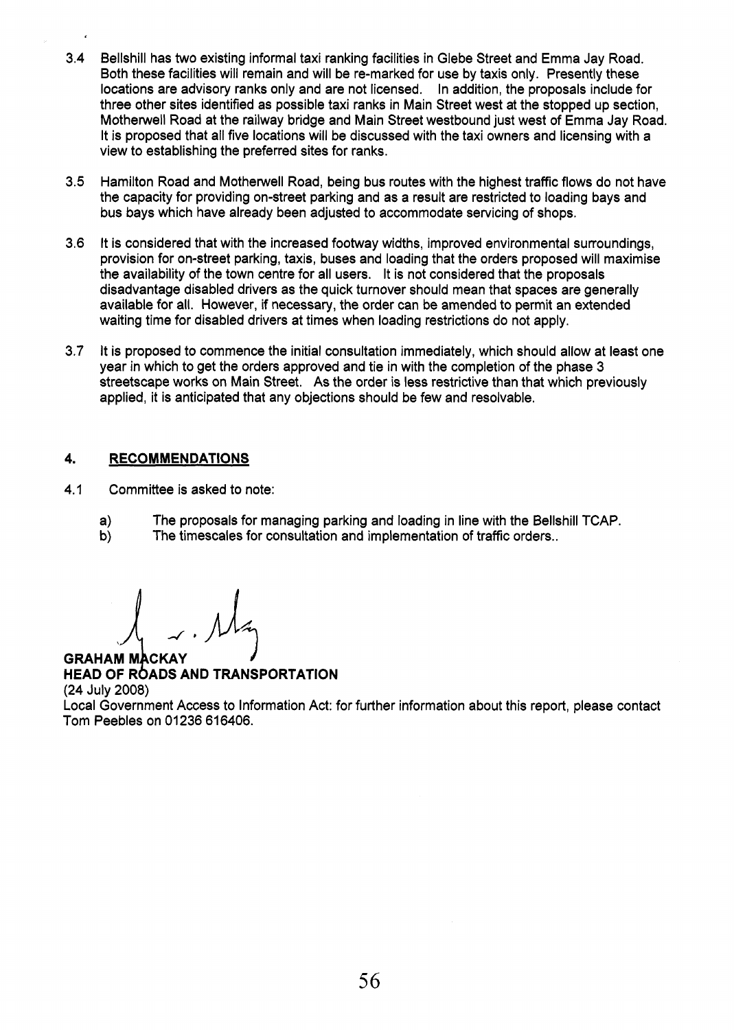3.4 Bellshill has two existing informal taxi ranking facilities in Glebe Street and Emma Jay Road. Both these facilities will remain and will be re-marked for use by taxis only. Presently these locations are advisory ranks only and are not licensed. In addition, the proposals include for three other sites identified as possible taxi ranks in Main Street west at the stopped up section, Motherwell Road at the railway bridge and Main Street westbound just west of Emma Jay Road. It is proposed that all five locations will be discussed with the taxi owners and licensing with a view to establishing the preferred sites for ranks.

3.5 Hamilton Road and Motherwell Road, being bus routes with the highest traffic flows do not have the capacity for providing on-street parking and as a result are restricted to loading bays and bus bays which have already been adjusted to accommodate servicing of shops.

3.6 It is considered that with the increased footway widths, improved environmental surroundings, provision for on-street parking, taxis, buses and loading that the orders proposed will maximise the availability of the town centre for all users. It is not considered that the proposals disadvantage disabled drivers as the quick turnover should mean that spaces are generally available for all. However, if necessary, the order can be amended to permit an extended waiting time for disabled drivers at times when loading restrictions do not apply.

3.7 It is proposed to commence the initial consultation immediately, which should allow at least one year in which to get the orders approved and tie in with the completion of the phase 3 streetscape works on Main Street. As the order is less restrictive than that which previously applied, it is anticipated that any objections should be few and resolvable.

## 4. RECOMMENDATIONS

4.1 Committee is asked to note:

a) The proposals for managing parking and loading in line with the Bellshill TCAP.
b) The timescales for consultation and implementation of traffic orders..

**GRAHAM MACKAY**
**HEAD OF ROADS AND TRANSPORTATION**
(24 July 2008)
Local Government Access to Information Act: for further information about this report, please contact Tom Peebles on 01236 616406.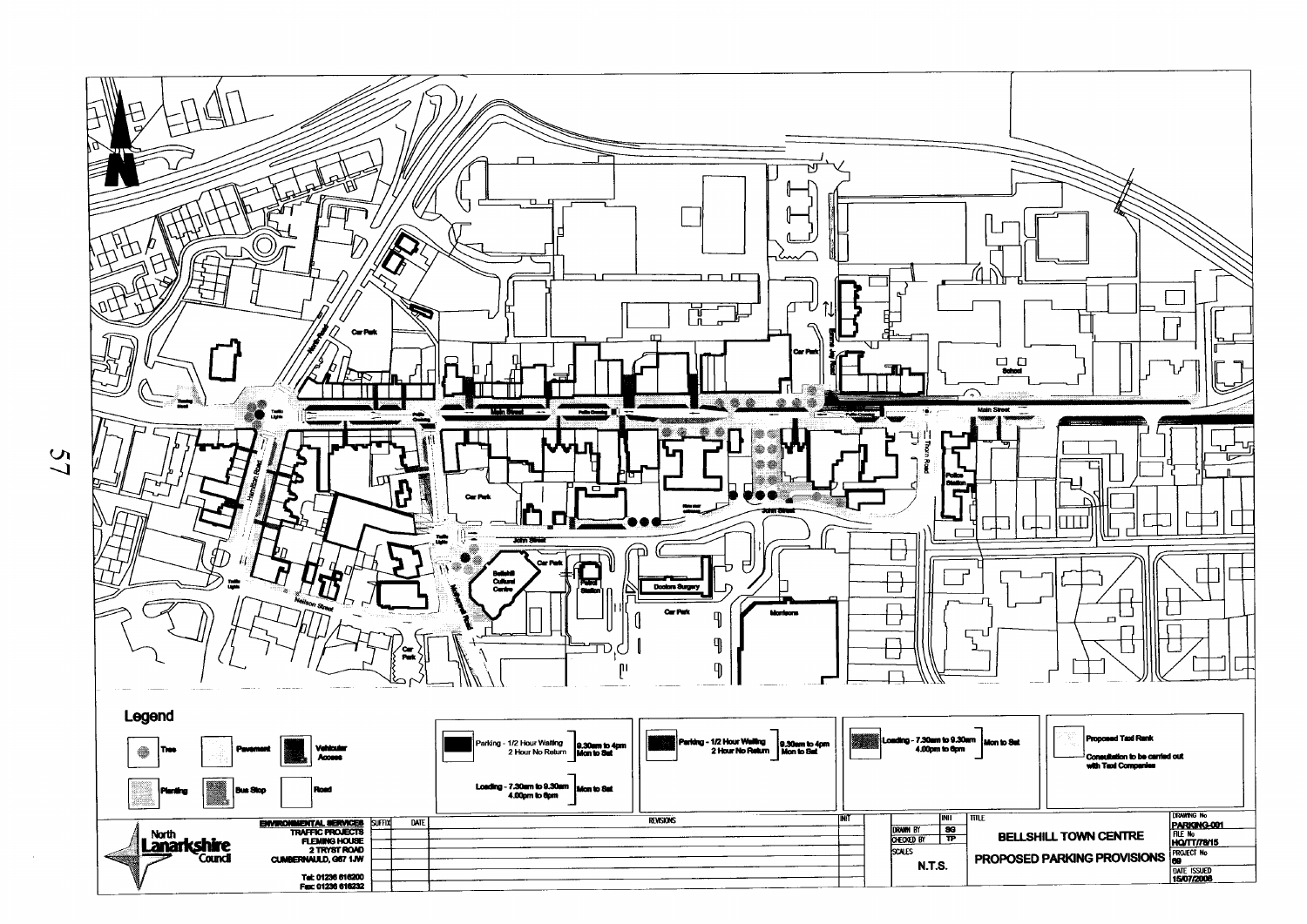Legend

Tree

Pavement

Vehicular Access

Planting

Bus Stop

Road

Parking - 1/2 Hour Waiting 2 Hour No Return — 9.30am to 4pm Mon to Sat

Loading - 7.30am to 9.30am 4.00pm to 6pm — Mon to Sat

Parking - 1/2 Hour Waiting 2 Hour No Return — 9.30am to 4pm Mon to Sat

Loading - 7.30am to 9.30am 4.00pm to 6pm — Mon to Sat

Proposed Taxi Rank

Consultation to be carried out with Taxi Companies

North Lanarkshire Council

ENVIRONMENTAL SERVICES
TRAFFIC PROJECTS
FLEMING HOUSE
2 TRYST ROAD
CUMBERNAULD, G67 1JW

Tel: 01236 616200
Fax: 01236 616232

| SUFFIX | DATE | REVISIONS | INIT |
|---|---|---|---|

| | | INIT |
|---|---|---|
| DRAWN BY | | SG |
| CHECKED BY | | TP |
| SCALES | N.T.S. | |

TITLE

BELLSHILL TOWN CENTRE

PROPOSED PARKING PROVISIONS

DRAWING No PARKING-001

FILE No HQ/TT/78/15

PROJECT No 69

DATE ISSUED 15/07/2008